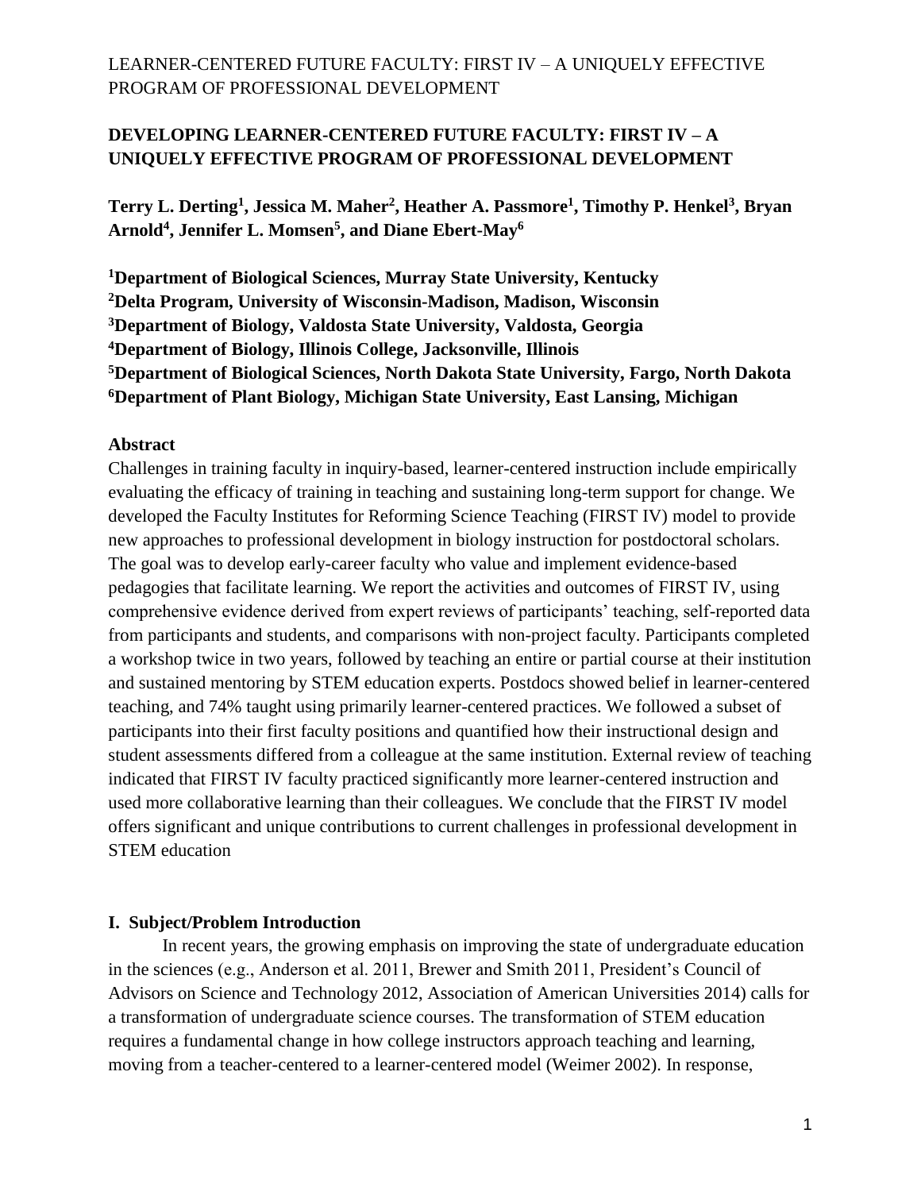# DEVELOPING LEARNER-CENTERED FUTURE FACULTY: FIRST IV – A UNIQUELY EFFECTIVE PROGRAM OF PROFESSIONAL DEVELOPMENT

**Terry L. Derting[1], Jessica M. Maher[2], Heather A. Passmore[1], Timothy P. Henkel[3], Bryan Arnold[4], Jennifer L. Momsen[5], and Diane Ebert-May[6]**

**[1]Department of Biological Sciences, Murray State University, Kentucky**
**[2]Delta Program, University of Wisconsin-Madison, Madison, Wisconsin**
**[3]Department of Biology, Valdosta State University, Valdosta, Georgia**
**[4]Department of Biology, Illinois College, Jacksonville, Illinois**
**[5]Department of Biological Sciences, North Dakota State University, Fargo, North Dakota**
**[6]Department of Plant Biology, Michigan State University, East Lansing, Michigan**

## Abstract

Challenges in training faculty in inquiry-based, learner-centered instruction include empirically evaluating the efficacy of training in teaching and sustaining long-term support for change. We developed the Faculty Institutes for Reforming Science Teaching (FIRST IV) model to provide new approaches to professional development in biology instruction for postdoctoral scholars. The goal was to develop early-career faculty who value and implement evidence-based pedagogies that facilitate learning. We report the activities and outcomes of FIRST IV, using comprehensive evidence derived from expert reviews of participants' teaching, self-reported data from participants and students, and comparisons with non-project faculty. Participants completed a workshop twice in two years, followed by teaching an entire or partial course at their institution and sustained mentoring by STEM education experts. Postdocs showed belief in learner-centered teaching, and 74% taught using primarily learner-centered practices. We followed a subset of participants into their first faculty positions and quantified how their instructional design and student assessments differed from a colleague at the same institution. External review of teaching indicated that FIRST IV faculty practiced significantly more learner-centered instruction and used more collaborative learning than their colleagues. We conclude that the FIRST IV model offers significant and unique contributions to current challenges in professional development in STEM education

## I. Subject/Problem Introduction

In recent years, the growing emphasis on improving the state of undergraduate education in the sciences (e.g., Anderson et al. 2011, Brewer and Smith 2011, President's Council of Advisors on Science and Technology 2012, Association of American Universities 2014) calls for a transformation of undergraduate science courses. The transformation of STEM education requires a fundamental change in how college instructors approach teaching and learning, moving from a teacher-centered to a learner-centered model (Weimer 2002). In response,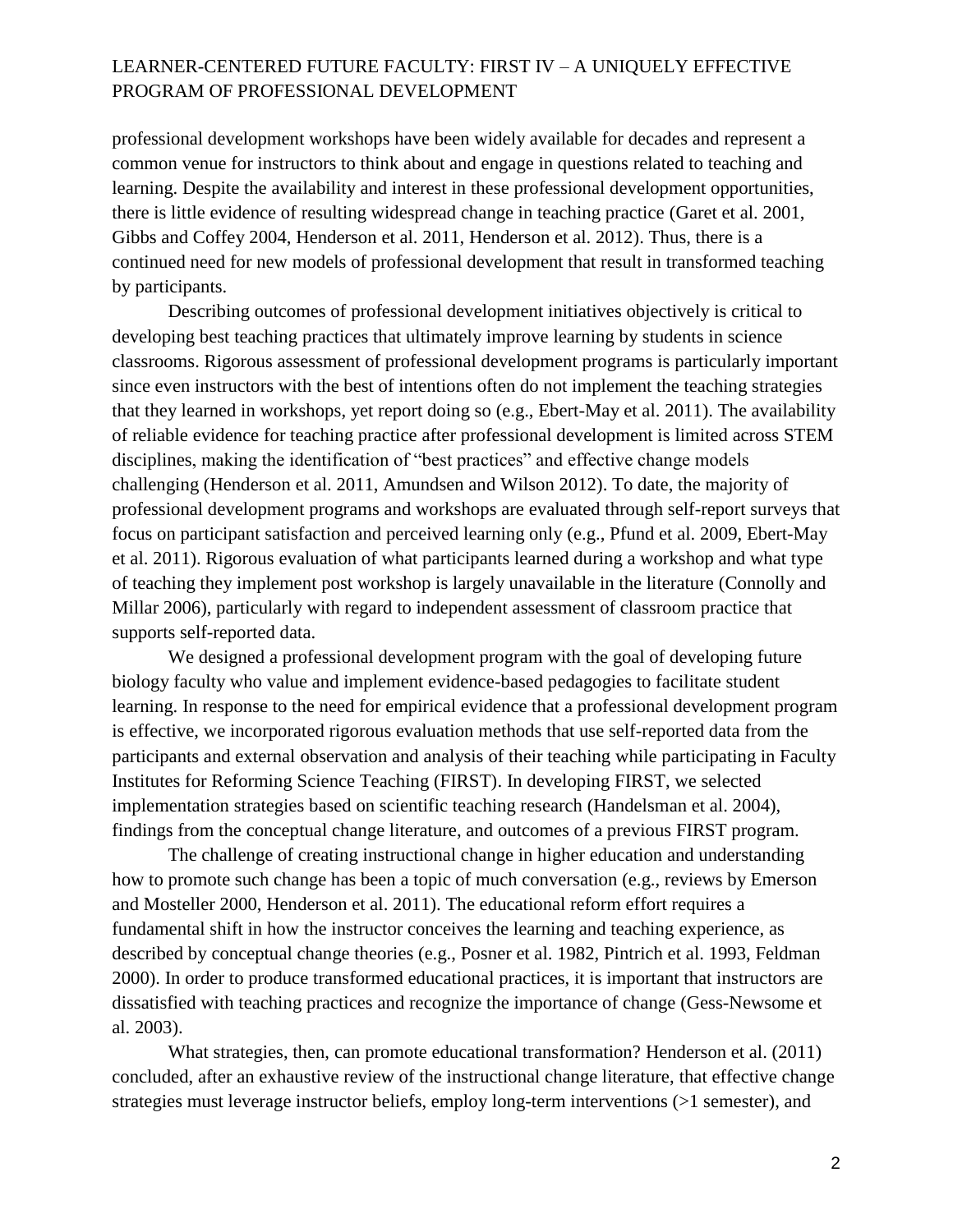professional development workshops have been widely available for decades and represent a common venue for instructors to think about and engage in questions related to teaching and learning. Despite the availability and interest in these professional development opportunities, there is little evidence of resulting widespread change in teaching practice (Garet et al. 2001, Gibbs and Coffey 2004, Henderson et al. 2011, Henderson et al. 2012). Thus, there is a continued need for new models of professional development that result in transformed teaching by participants.

Describing outcomes of professional development initiatives objectively is critical to developing best teaching practices that ultimately improve learning by students in science classrooms. Rigorous assessment of professional development programs is particularly important since even instructors with the best of intentions often do not implement the teaching strategies that they learned in workshops, yet report doing so (e.g., Ebert-May et al. 2011). The availability of reliable evidence for teaching practice after professional development is limited across STEM disciplines, making the identification of "best practices" and effective change models challenging (Henderson et al. 2011, Amundsen and Wilson 2012). To date, the majority of professional development programs and workshops are evaluated through self-report surveys that focus on participant satisfaction and perceived learning only (e.g., Pfund et al. 2009, Ebert-May et al. 2011). Rigorous evaluation of what participants learned during a workshop and what type of teaching they implement post workshop is largely unavailable in the literature (Connolly and Millar 2006), particularly with regard to independent assessment of classroom practice that supports self-reported data.

We designed a professional development program with the goal of developing future biology faculty who value and implement evidence-based pedagogies to facilitate student learning. In response to the need for empirical evidence that a professional development program is effective, we incorporated rigorous evaluation methods that use self-reported data from the participants and external observation and analysis of their teaching while participating in Faculty Institutes for Reforming Science Teaching (FIRST). In developing FIRST, we selected implementation strategies based on scientific teaching research (Handelsman et al. 2004), findings from the conceptual change literature, and outcomes of a previous FIRST program.

The challenge of creating instructional change in higher education and understanding how to promote such change has been a topic of much conversation (e.g., reviews by Emerson and Mosteller 2000, Henderson et al. 2011). The educational reform effort requires a fundamental shift in how the instructor conceives the learning and teaching experience, as described by conceptual change theories (e.g., Posner et al. 1982, Pintrich et al. 1993, Feldman 2000). In order to produce transformed educational practices, it is important that instructors are dissatisfied with teaching practices and recognize the importance of change (Gess-Newsome et al. 2003).

What strategies, then, can promote educational transformation? Henderson et al. (2011) concluded, after an exhaustive review of the instructional change literature, that effective change strategies must leverage instructor beliefs, employ long-term interventions (>1 semester), and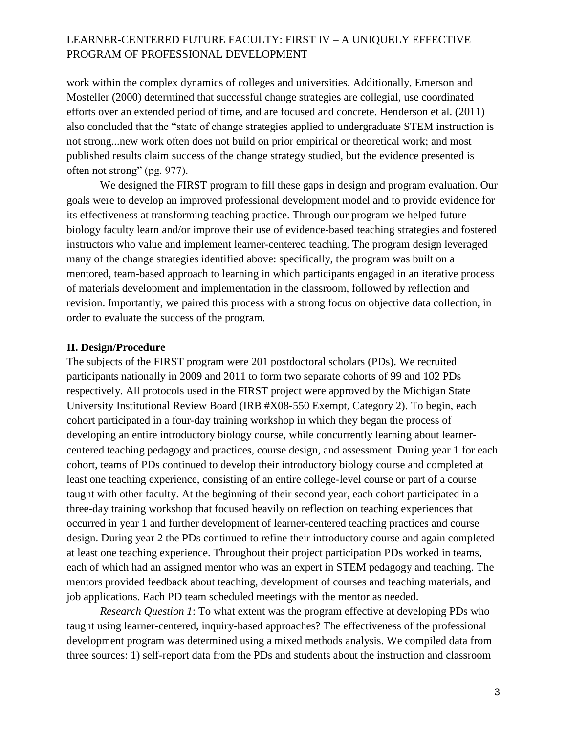work within the complex dynamics of colleges and universities. Additionally, Emerson and Mosteller (2000) determined that successful change strategies are collegial, use coordinated efforts over an extended period of time, and are focused and concrete. Henderson et al. (2011) also concluded that the "state of change strategies applied to undergraduate STEM instruction is not strong...new work often does not build on prior empirical or theoretical work; and most published results claim success of the change strategy studied, but the evidence presented is often not strong" (pg. 977).

We designed the FIRST program to fill these gaps in design and program evaluation. Our goals were to develop an improved professional development model and to provide evidence for its effectiveness at transforming teaching practice. Through our program we helped future biology faculty learn and/or improve their use of evidence-based teaching strategies and fostered instructors who value and implement learner-centered teaching. The program design leveraged many of the change strategies identified above: specifically, the program was built on a mentored, team-based approach to learning in which participants engaged in an iterative process of materials development and implementation in the classroom, followed by reflection and revision. Importantly, we paired this process with a strong focus on objective data collection, in order to evaluate the success of the program.

## II. Design/Procedure

The subjects of the FIRST program were 201 postdoctoral scholars (PDs). We recruited participants nationally in 2009 and 2011 to form two separate cohorts of 99 and 102 PDs respectively. All protocols used in the FIRST project were approved by the Michigan State University Institutional Review Board (IRB #X08-550 Exempt, Category 2). To begin, each cohort participated in a four-day training workshop in which they began the process of developing an entire introductory biology course, while concurrently learning about learner-centered teaching pedagogy and practices, course design, and assessment. During year 1 for each cohort, teams of PDs continued to develop their introductory biology course and completed at least one teaching experience, consisting of an entire college-level course or part of a course taught with other faculty. At the beginning of their second year, each cohort participated in a three-day training workshop that focused heavily on reflection on teaching experiences that occurred in year 1 and further development of learner-centered teaching practices and course design. During year 2 the PDs continued to refine their introductory course and again completed at least one teaching experience. Throughout their project participation PDs worked in teams, each of which had an assigned mentor who was an expert in STEM pedagogy and teaching. The mentors provided feedback about teaching, development of courses and teaching materials, and job applications. Each PD team scheduled meetings with the mentor as needed.

*Research Question 1*: To what extent was the program effective at developing PDs who taught using learner-centered, inquiry-based approaches? The effectiveness of the professional development program was determined using a mixed methods analysis. We compiled data from three sources: 1) self-report data from the PDs and students about the instruction and classroom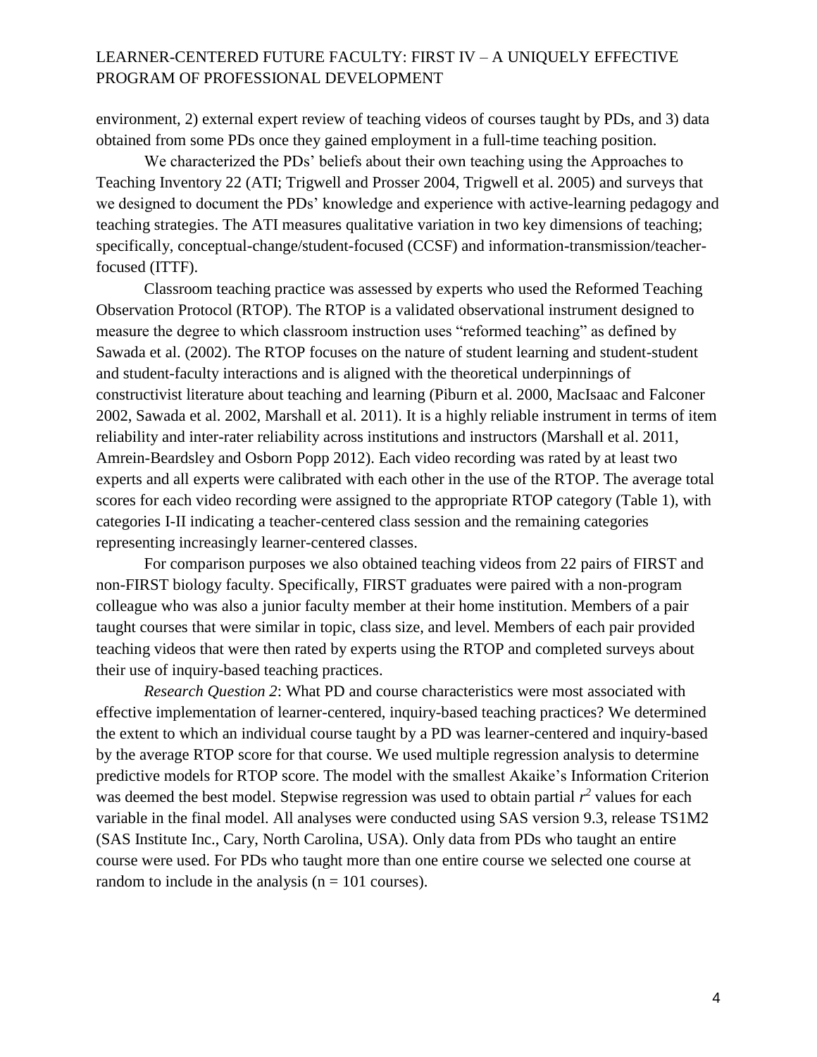environment, 2) external expert review of teaching videos of courses taught by PDs, and 3) data obtained from some PDs once they gained employment in a full-time teaching position.

We characterized the PDs' beliefs about their own teaching using the Approaches to Teaching Inventory 22 (ATI; Trigwell and Prosser 2004, Trigwell et al. 2005) and surveys that we designed to document the PDs' knowledge and experience with active-learning pedagogy and teaching strategies. The ATI measures qualitative variation in two key dimensions of teaching; specifically, conceptual-change/student-focused (CCSF) and information-transmission/teacher-focused (ITTF).

Classroom teaching practice was assessed by experts who used the Reformed Teaching Observation Protocol (RTOP). The RTOP is a validated observational instrument designed to measure the degree to which classroom instruction uses "reformed teaching" as defined by Sawada et al. (2002). The RTOP focuses on the nature of student learning and student-student and student-faculty interactions and is aligned with the theoretical underpinnings of constructivist literature about teaching and learning (Piburn et al. 2000, MacIsaac and Falconer 2002, Sawada et al. 2002, Marshall et al. 2011). It is a highly reliable instrument in terms of item reliability and inter-rater reliability across institutions and instructors (Marshall et al. 2011, Amrein-Beardsley and Osborn Popp 2012). Each video recording was rated by at least two experts and all experts were calibrated with each other in the use of the RTOP. The average total scores for each video recording were assigned to the appropriate RTOP category (Table 1), with categories I-II indicating a teacher-centered class session and the remaining categories representing increasingly learner-centered classes.

For comparison purposes we also obtained teaching videos from 22 pairs of FIRST and non-FIRST biology faculty. Specifically, FIRST graduates were paired with a non-program colleague who was also a junior faculty member at their home institution. Members of a pair taught courses that were similar in topic, class size, and level. Members of each pair provided teaching videos that were then rated by experts using the RTOP and completed surveys about their use of inquiry-based teaching practices.

*Research Question 2*: What PD and course characteristics were most associated with effective implementation of learner-centered, inquiry-based teaching practices? We determined the extent to which an individual course taught by a PD was learner-centered and inquiry-based by the average RTOP score for that course. We used multiple regression analysis to determine predictive models for RTOP score. The model with the smallest Akaike's Information Criterion was deemed the best model. Stepwise regression was used to obtain partial $r^2$ values for each variable in the final model. All analyses were conducted using SAS version 9.3, release TS1M2 (SAS Institute Inc., Cary, North Carolina, USA). Only data from PDs who taught an entire course were used. For PDs who taught more than one entire course we selected one course at random to include in the analysis ($n = 101$ courses).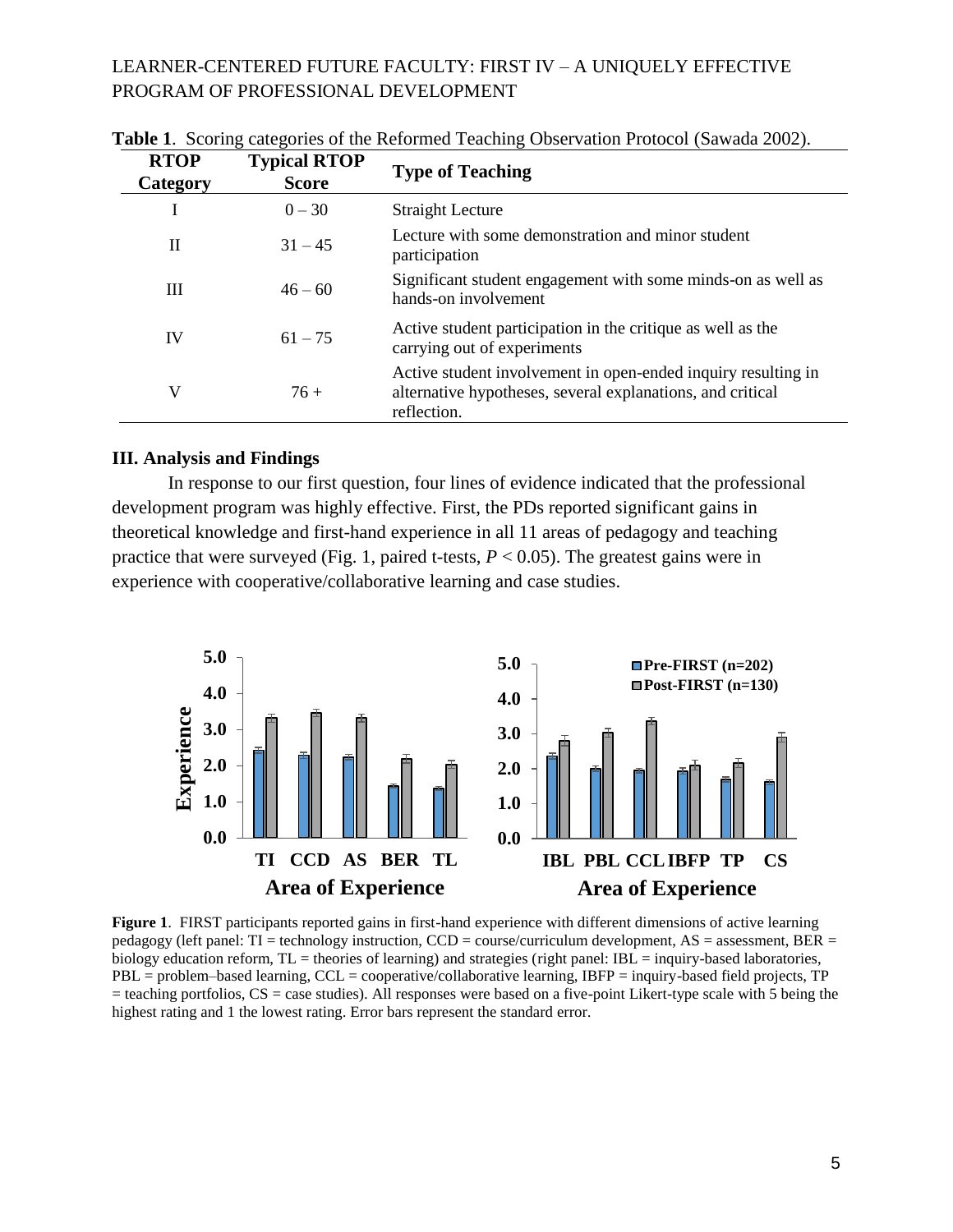**Table 1**. Scoring categories of the Reformed Teaching Observation Protocol (Sawada 2002).

| RTOP Category | Typical RTOP Score | Type of Teaching |
|---|---|---|
| I | 0 – 30 | Straight Lecture |
| II | 31 – 45 | Lecture with some demonstration and minor student participation |
| III | 46 – 60 | Significant student engagement with some minds-on as well as hands-on involvement |
| IV | 61 – 75 | Active student participation in the critique as well as the carrying out of experiments |
| V | 76 + | Active student involvement in open-ended inquiry resulting in alternative hypotheses, several explanations, and critical reflection. |

## III. Analysis and Findings

In response to our first question, four lines of evidence indicated that the professional development program was highly effective. First, the PDs reported significant gains in theoretical knowledge and first-hand experience in all 11 areas of pedagogy and teaching practice that were surveyed (Fig. 1, paired t-tests, $P < 0.05$). The greatest gains were in experience with cooperative/collaborative learning and case studies.

**Figure 1**. FIRST participants reported gains in first-hand experience with different dimensions of active learning pedagogy (left panel: TI = technology instruction, CCD = course/curriculum development, AS = assessment, BER = biology education reform, TL = theories of learning) and strategies (right panel: IBL = inquiry-based laboratories, PBL = problem–based learning, CCL = cooperative/collaborative learning, IBFP = inquiry-based field projects, TP = teaching portfolios, CS = case studies). All responses were based on a five-point Likert-type scale with 5 being the highest rating and 1 the lowest rating. Error bars represent the standard error.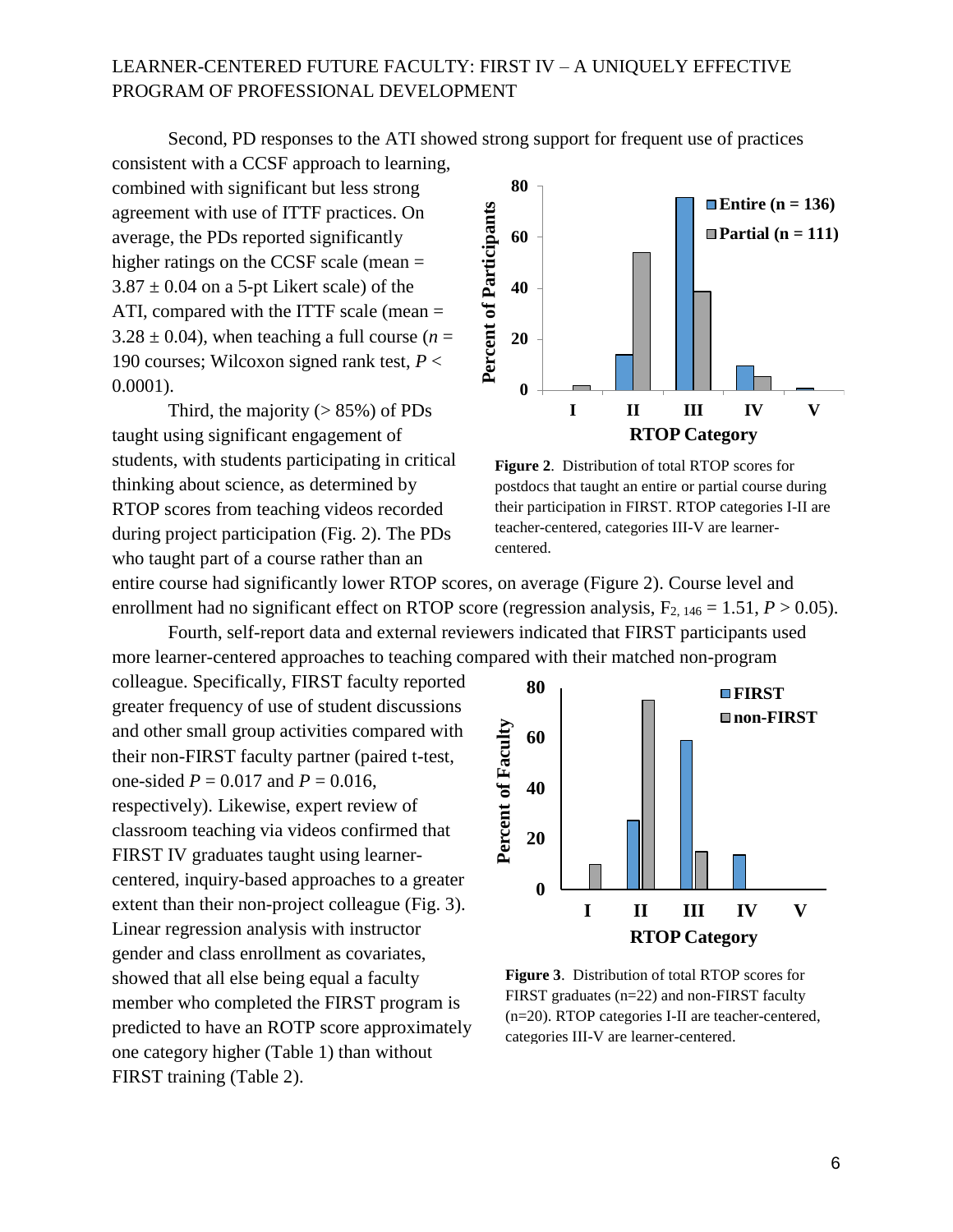Second, PD responses to the ATI showed strong support for frequent use of practices consistent with a CCSF approach to learning, combined with significant but less strong agreement with use of ITTF practices. On average, the PDs reported significantly higher ratings on the CCSF scale (mean = 3.87 ± 0.04 on a 5-pt Likert scale) of the ATI, compared with the ITTF scale (mean = 3.28 ± 0.04), when teaching a full course (*n* = 190 courses; Wilcoxon signed rank test, $P < 0.0001$).

Third, the majority (> 85%) of PDs taught using significant engagement of students, with students participating in critical thinking about science, as determined by RTOP scores from teaching videos recorded during project participation (Fig. 2). The PDs who taught part of a course rather than an entire course had significantly lower RTOP scores, on average (Figure 2). Course level and enrollment had no significant effect on RTOP score (regression analysis, $F_{2,\,146} = 1.51$, $P > 0.05$).

**Figure 2**. Distribution of total RTOP scores for postdocs that taught an entire or partial course during their participation in FIRST. RTOP categories I-II are teacher-centered, categories III-V are learner-centered.

Fourth, self-report data and external reviewers indicated that FIRST participants used more learner-centered approaches to teaching compared with their matched non-program colleague. Specifically, FIRST faculty reported greater frequency of use of student discussions and other small group activities compared with their non-FIRST faculty partner (paired t-test, one-sided $P = 0.017$ and $P = 0.016$, respectively). Likewise, expert review of classroom teaching via videos confirmed that FIRST IV graduates taught using learner-centered, inquiry-based approaches to a greater extent than their non-project colleague (Fig. 3). Linear regression analysis with instructor gender and class enrollment as covariates, showed that all else being equal a faculty member who completed the FIRST program is predicted to have an ROTP score approximately one category higher (Table 1) than without FIRST training (Table 2).

**Figure 3**. Distribution of total RTOP scores for FIRST graduates (n=22) and non-FIRST faculty (n=20). RTOP categories I-II are teacher-centered, categories III-V are learner-centered.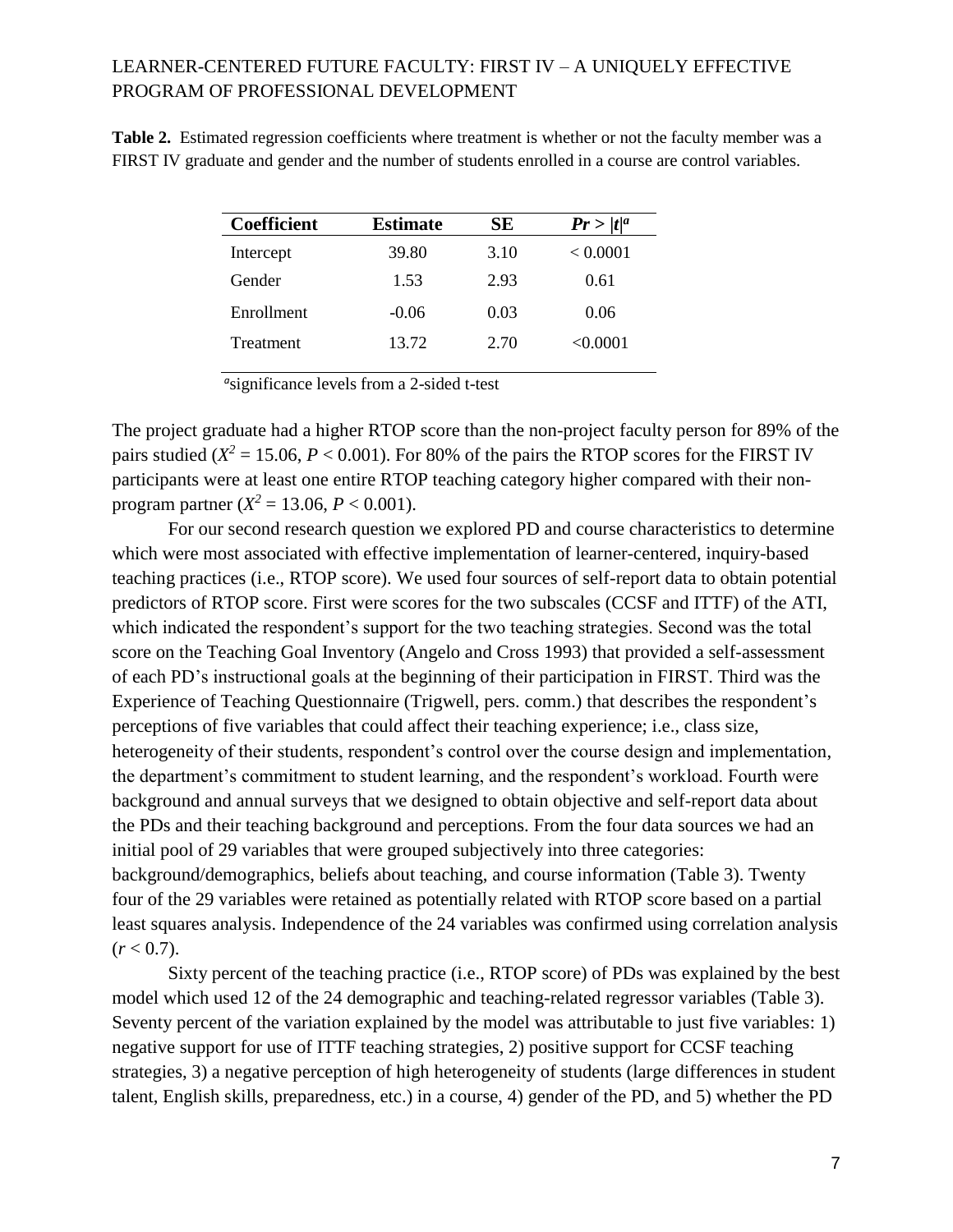**Table 2.** Estimated regression coefficients where treatment is whether or not the faculty member was a FIRST IV graduate and gender and the number of students enrolled in a course are control variables.

| Coefficient | Estimate | SE | $Pr > \|t\|$[a] |
|---|---|---|---|
| Intercept | 39.80 | 3.10 | < 0.0001 |
| Gender | 1.53 | 2.93 | 0.61 |
| Enrollment | -0.06 | 0.03 | 0.06 |
| Treatment | 13.72 | 2.70 | <0.0001 |

[a]significance levels from a 2-sided t-test

The project graduate had a higher RTOP score than the non-project faculty person for 89% of the pairs studied ($X^2 = 15.06$, $P < 0.001$). For 80% of the pairs the RTOP scores for the FIRST IV participants were at least one entire RTOP teaching category higher compared with their non-program partner ($X^2 = 13.06$, $P < 0.001$).

For our second research question we explored PD and course characteristics to determine which were most associated with effective implementation of learner-centered, inquiry-based teaching practices (i.e., RTOP score). We used four sources of self-report data to obtain potential predictors of RTOP score. First were scores for the two subscales (CCSF and ITTF) of the ATI, which indicated the respondent's support for the two teaching strategies. Second was the total score on the Teaching Goal Inventory (Angelo and Cross 1993) that provided a self-assessment of each PD's instructional goals at the beginning of their participation in FIRST. Third was the Experience of Teaching Questionnaire (Trigwell, pers. comm.) that describes the respondent's perceptions of five variables that could affect their teaching experience; i.e., class size, heterogeneity of their students, respondent's control over the course design and implementation, the department's commitment to student learning, and the respondent's workload. Fourth were background and annual surveys that we designed to obtain objective and self-report data about the PDs and their teaching background and perceptions. From the four data sources we had an initial pool of 29 variables that were grouped subjectively into three categories: background/demographics, beliefs about teaching, and course information (Table 3). Twenty four of the 29 variables were retained as potentially related with RTOP score based on a partial least squares analysis. Independence of the 24 variables was confirmed using correlation analysis ($r < 0.7$).

Sixty percent of the teaching practice (i.e., RTOP score) of PDs was explained by the best model which used 12 of the 24 demographic and teaching-related regressor variables (Table 3). Seventy percent of the variation explained by the model was attributable to just five variables: 1) negative support for use of ITTF teaching strategies, 2) positive support for CCSF teaching strategies, 3) a negative perception of high heterogeneity of students (large differences in student talent, English skills, preparedness, etc.) in a course, 4) gender of the PD, and 5) whether the PD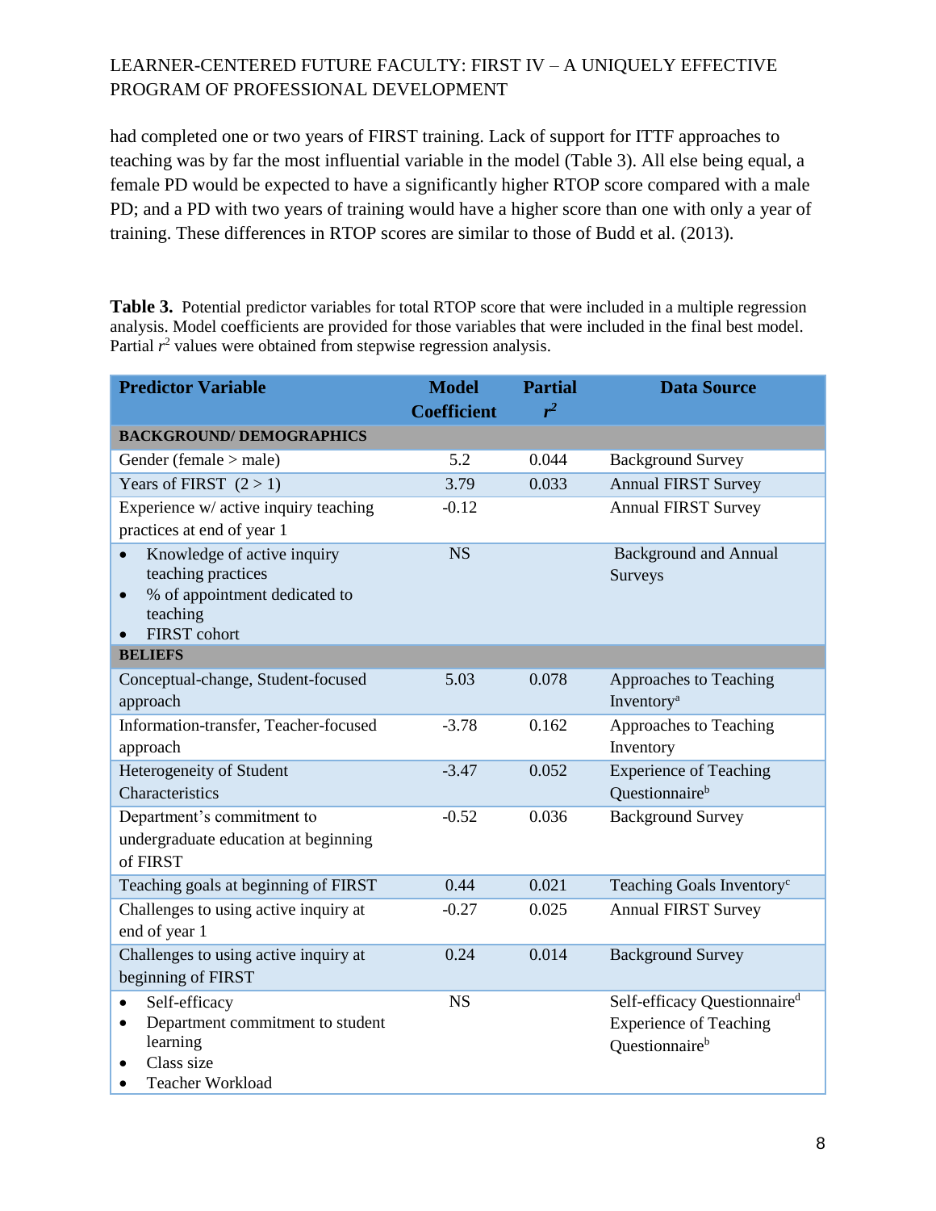had completed one or two years of FIRST training. Lack of support for ITTF approaches to teaching was by far the most influential variable in the model (Table 3). All else being equal, a female PD would be expected to have a significantly higher RTOP score compared with a male PD; and a PD with two years of training would have a higher score than one with only a year of training. These differences in RTOP scores are similar to those of Budd et al. (2013).

**Table 3.** Potential predictor variables for total RTOP score that were included in a multiple regression analysis. Model coefficients are provided for those variables that were included in the final best model. Partial $r^2$ values were obtained from stepwise regression analysis.

| Predictor Variable | Model Coefficient | Partial $r^2$ | Data Source |
|---|---|---|---|
| **BACKGROUND/ DEMOGRAPHICS** | | | |
| Gender (female > male) | 5.2 | 0.044 | Background Survey |
| Years of FIRST (2 > 1) | 3.79 | 0.033 | Annual FIRST Survey |
| Experience w/ active inquiry teaching practices at end of year 1 | -0.12 | | Annual FIRST Survey |
| • Knowledge of active inquiry teaching practices<br>• % of appointment dedicated to teaching<br>• FIRST cohort | NS | | Background and Annual Surveys |
| **BELIEFS** | | | |
| Conceptual-change, Student-focused approach | 5.03 | 0.078 | Approaches to Teaching Inventory[a] |
| Information-transfer, Teacher-focused approach | -3.78 | 0.162 | Approaches to Teaching Inventory |
| Heterogeneity of Student Characteristics | -3.47 | 0.052 | Experience of Teaching Questionnaire[b] |
| Department's commitment to undergraduate education at beginning of FIRST | -0.52 | 0.036 | Background Survey |
| Teaching goals at beginning of FIRST | 0.44 | 0.021 | Teaching Goals Inventory[c] |
| Challenges to using active inquiry at end of year 1 | -0.27 | 0.025 | Annual FIRST Survey |
| Challenges to using active inquiry at beginning of FIRST | 0.24 | 0.014 | Background Survey |
| • Self-efficacy<br>• Department commitment to student learning<br>• Class size<br>• Teacher Workload | NS | | Self-efficacy Questionnaire[d]<br>Experience of Teaching Questionnaire[b] |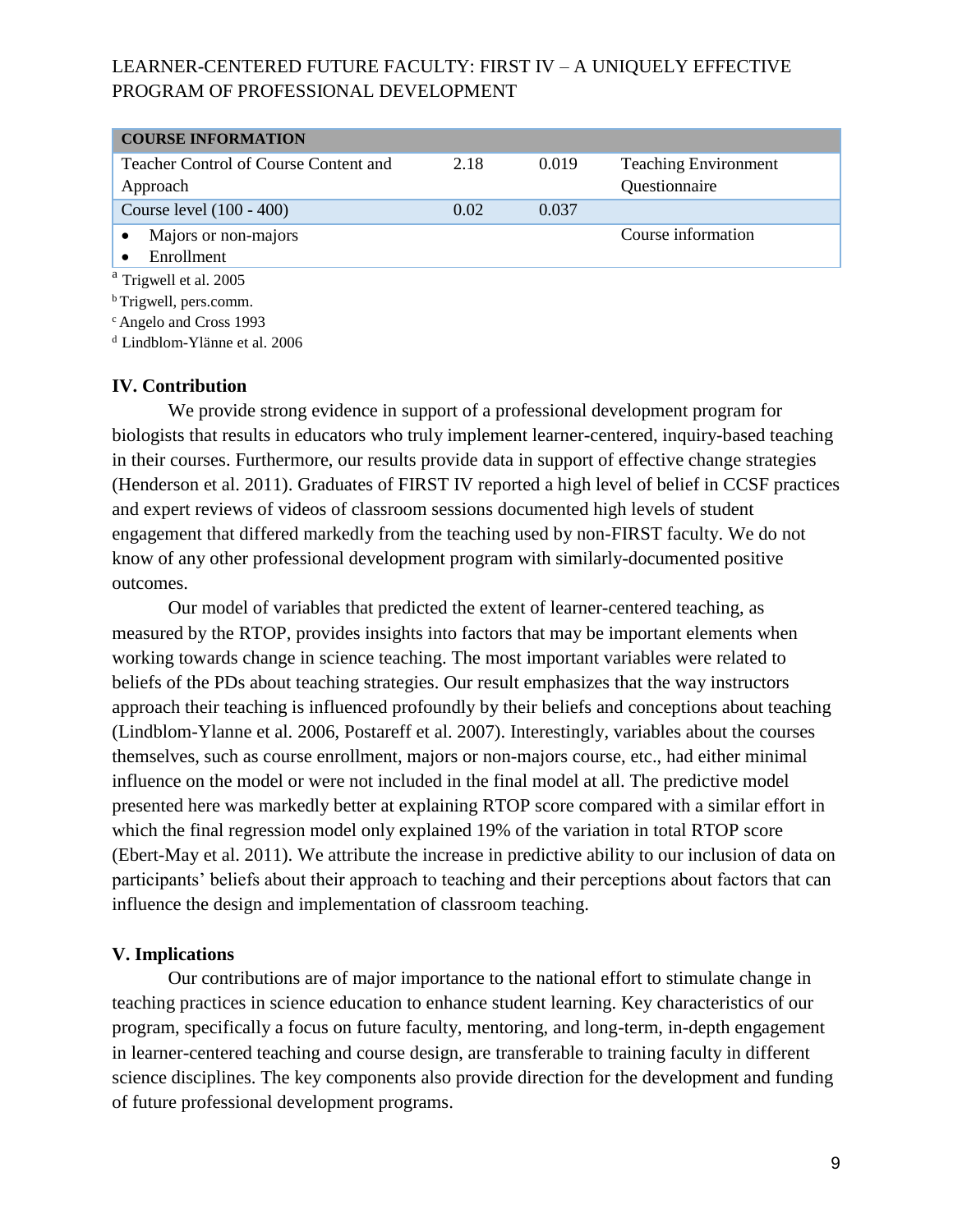| COURSE INFORMATION | | | |
|---|---|---|---|
| Teacher Control of Course Content and Approach | 2.18 | 0.019 | Teaching Environment Questionnaire |
| Course level (100 - 400) | 0.02 | 0.037 | |
| • Majors or non-majors<br>• Enrollment | | | Course information |

[a] Trigwell et al. 2005

[b] Trigwell, pers.comm.

[c] Angelo and Cross 1993

[d] Lindblom-Ylänne et al. 2006

## IV. Contribution

We provide strong evidence in support of a professional development program for biologists that results in educators who truly implement learner-centered, inquiry-based teaching in their courses. Furthermore, our results provide data in support of effective change strategies (Henderson et al. 2011). Graduates of FIRST IV reported a high level of belief in CCSF practices and expert reviews of videos of classroom sessions documented high levels of student engagement that differed markedly from the teaching used by non-FIRST faculty. We do not know of any other professional development program with similarly-documented positive outcomes.

Our model of variables that predicted the extent of learner-centered teaching, as measured by the RTOP, provides insights into factors that may be important elements when working towards change in science teaching. The most important variables were related to beliefs of the PDs about teaching strategies. Our result emphasizes that the way instructors approach their teaching is influenced profoundly by their beliefs and conceptions about teaching (Lindblom-Ylanne et al. 2006, Postareff et al. 2007). Interestingly, variables about the courses themselves, such as course enrollment, majors or non-majors course, etc., had either minimal influence on the model or were not included in the final model at all. The predictive model presented here was markedly better at explaining RTOP score compared with a similar effort in which the final regression model only explained 19% of the variation in total RTOP score (Ebert-May et al. 2011). We attribute the increase in predictive ability to our inclusion of data on participants' beliefs about their approach to teaching and their perceptions about factors that can influence the design and implementation of classroom teaching.

## V. Implications

Our contributions are of major importance to the national effort to stimulate change in teaching practices in science education to enhance student learning. Key characteristics of our program, specifically a focus on future faculty, mentoring, and long-term, in-depth engagement in learner-centered teaching and course design, are transferable to training faculty in different science disciplines. The key components also provide direction for the development and funding of future professional development programs.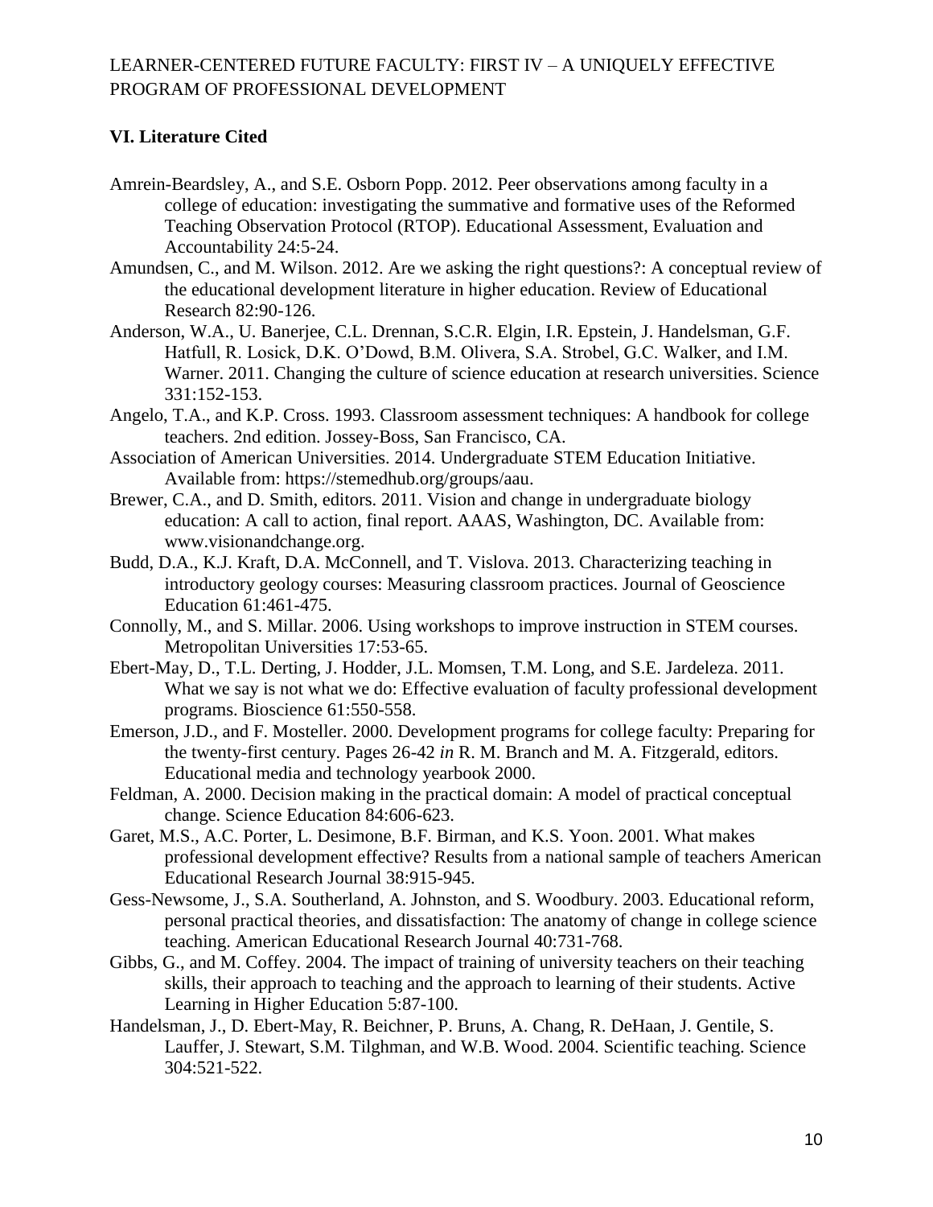## VI. Literature Cited

Amrein-Beardsley, A., and S.E. Osborn Popp. 2012. Peer observations among faculty in a college of education: investigating the summative and formative uses of the Reformed Teaching Observation Protocol (RTOP). Educational Assessment, Evaluation and Accountability 24:5-24.

Amundsen, C., and M. Wilson. 2012. Are we asking the right questions?: A conceptual review of the educational development literature in higher education. Review of Educational Research 82:90-126.

Anderson, W.A., U. Banerjee, C.L. Drennan, S.C.R. Elgin, I.R. Epstein, J. Handelsman, G.F. Hatfull, R. Losick, D.K. O'Dowd, B.M. Olivera, S.A. Strobel, G.C. Walker, and I.M. Warner. 2011. Changing the culture of science education at research universities. Science 331:152-153.

Angelo, T.A., and K.P. Cross. 1993. Classroom assessment techniques: A handbook for college teachers. 2nd edition. Jossey-Boss, San Francisco, CA.

Association of American Universities. 2014. Undergraduate STEM Education Initiative. Available from: https://stemedhub.org/groups/aau.

Brewer, C.A., and D. Smith, editors. 2011. Vision and change in undergraduate biology education: A call to action, final report. AAAS, Washington, DC. Available from: www.visionandchange.org.

Budd, D.A., K.J. Kraft, D.A. McConnell, and T. Vislova. 2013. Characterizing teaching in introductory geology courses: Measuring classroom practices. Journal of Geoscience Education 61:461-475.

Connolly, M., and S. Millar. 2006. Using workshops to improve instruction in STEM courses. Metropolitan Universities 17:53-65.

Ebert-May, D., T.L. Derting, J. Hodder, J.L. Momsen, T.M. Long, and S.E. Jardeleza. 2011. What we say is not what we do: Effective evaluation of faculty professional development programs. Bioscience 61:550-558.

Emerson, J.D., and F. Mosteller. 2000. Development programs for college faculty: Preparing for the twenty-first century. Pages 26-42 *in* R. M. Branch and M. A. Fitzgerald, editors. Educational media and technology yearbook 2000.

Feldman, A. 2000. Decision making in the practical domain: A model of practical conceptual change. Science Education 84:606-623.

Garet, M.S., A.C. Porter, L. Desimone, B.F. Birman, and K.S. Yoon. 2001. What makes professional development effective? Results from a national sample of teachers American Educational Research Journal 38:915-945.

Gess-Newsome, J., S.A. Southerland, A. Johnston, and S. Woodbury. 2003. Educational reform, personal practical theories, and dissatisfaction: The anatomy of change in college science teaching. American Educational Research Journal 40:731-768.

Gibbs, G., and M. Coffey. 2004. The impact of training of university teachers on their teaching skills, their approach to teaching and the approach to learning of their students. Active Learning in Higher Education 5:87-100.

Handelsman, J., D. Ebert-May, R. Beichner, P. Bruns, A. Chang, R. DeHaan, J. Gentile, S. Lauffer, J. Stewart, S.M. Tilghman, and W.B. Wood. 2004. Scientific teaching. Science 304:521-522.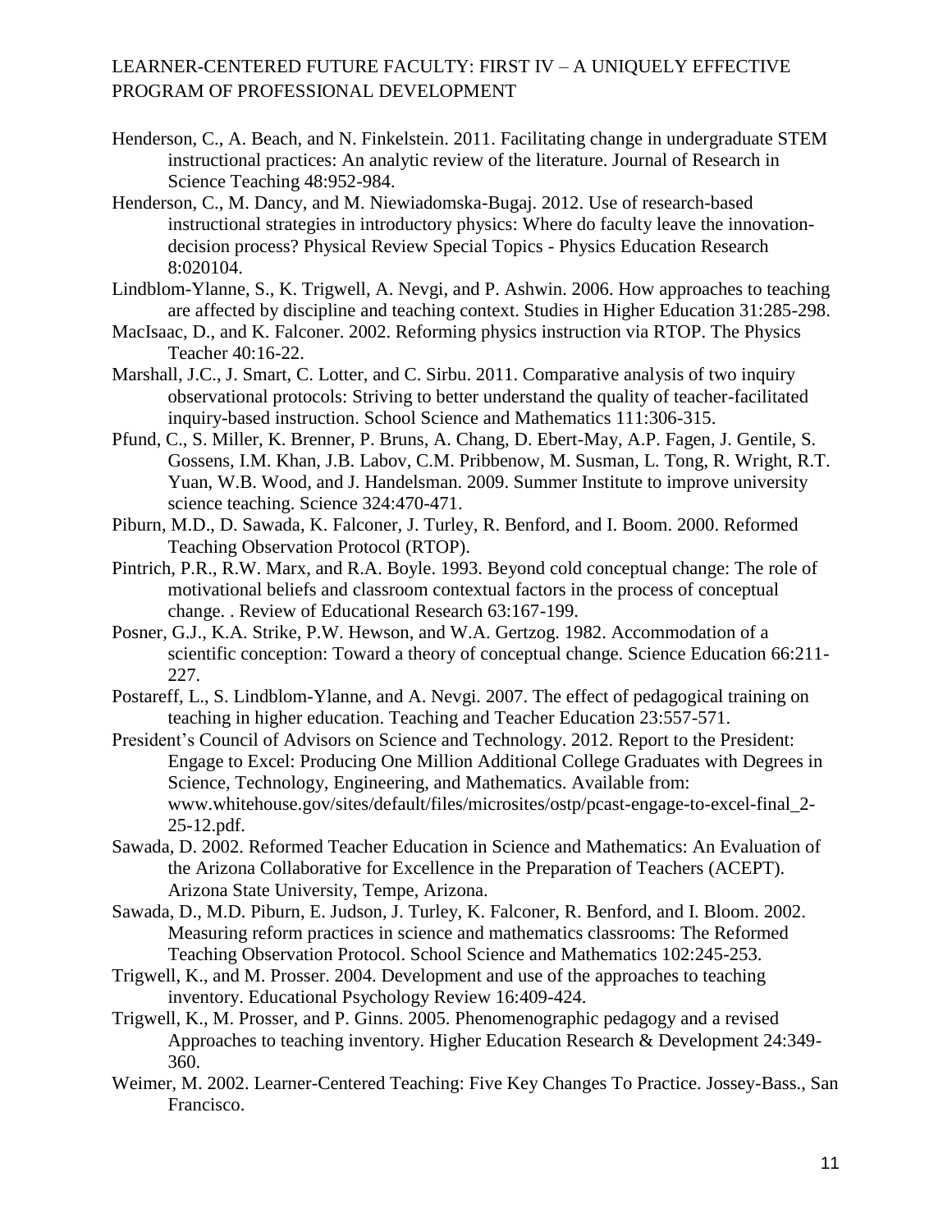Henderson, C., A. Beach, and N. Finkelstein. 2011. Facilitating change in undergraduate STEM instructional practices: An analytic review of the literature. Journal of Research in Science Teaching 48:952-984.

Henderson, C., M. Dancy, and M. Niewiadomska-Bugaj. 2012. Use of research-based instructional strategies in introductory physics: Where do faculty leave the innovation-decision process? Physical Review Special Topics - Physics Education Research 8:020104.

Lindblom-Ylanne, S., K. Trigwell, A. Nevgi, and P. Ashwin. 2006. How approaches to teaching are affected by discipline and teaching context. Studies in Higher Education 31:285-298.

MacIsaac, D., and K. Falconer. 2002. Reforming physics instruction via RTOP. The Physics Teacher 40:16-22.

Marshall, J.C., J. Smart, C. Lotter, and C. Sirbu. 2011. Comparative analysis of two inquiry observational protocols: Striving to better understand the quality of teacher-facilitated inquiry-based instruction. School Science and Mathematics 111:306-315.

Pfund, C., S. Miller, K. Brenner, P. Bruns, A. Chang, D. Ebert-May, A.P. Fagen, J. Gentile, S. Gossens, I.M. Khan, J.B. Labov, C.M. Pribbenow, M. Susman, L. Tong, R. Wright, R.T. Yuan, W.B. Wood, and J. Handelsman. 2009. Summer Institute to improve university science teaching. Science 324:470-471.

Piburn, M.D., D. Sawada, K. Falconer, J. Turley, R. Benford, and I. Boom. 2000. Reformed Teaching Observation Protocol (RTOP).

Pintrich, P.R., R.W. Marx, and R.A. Boyle. 1993. Beyond cold conceptual change: The role of motivational beliefs and classroom contextual factors in the process of conceptual change. . Review of Educational Research 63:167-199.

Posner, G.J., K.A. Strike, P.W. Hewson, and W.A. Gertzog. 1982. Accommodation of a scientific conception: Toward a theory of conceptual change. Science Education 66:211-227.

Postareff, L., S. Lindblom-Ylanne, and A. Nevgi. 2007. The effect of pedagogical training on teaching in higher education. Teaching and Teacher Education 23:557-571.

President's Council of Advisors on Science and Technology. 2012. Report to the President: Engage to Excel: Producing One Million Additional College Graduates with Degrees in Science, Technology, Engineering, and Mathematics. Available from: www.whitehouse.gov/sites/default/files/microsites/ostp/pcast-engage-to-excel-final_2-25-12.pdf.

Sawada, D. 2002. Reformed Teacher Education in Science and Mathematics: An Evaluation of the Arizona Collaborative for Excellence in the Preparation of Teachers (ACEPT). Arizona State University, Tempe, Arizona.

Sawada, D., M.D. Piburn, E. Judson, J. Turley, K. Falconer, R. Benford, and I. Bloom. 2002. Measuring reform practices in science and mathematics classrooms: The Reformed Teaching Observation Protocol. School Science and Mathematics 102:245-253.

Trigwell, K., and M. Prosser. 2004. Development and use of the approaches to teaching inventory. Educational Psychology Review 16:409-424.

Trigwell, K., M. Prosser, and P. Ginns. 2005. Phenomenographic pedagogy and a revised Approaches to teaching inventory. Higher Education Research & Development 24:349-360.

Weimer, M. 2002. Learner-Centered Teaching: Five Key Changes To Practice. Jossey-Bass., San Francisco.